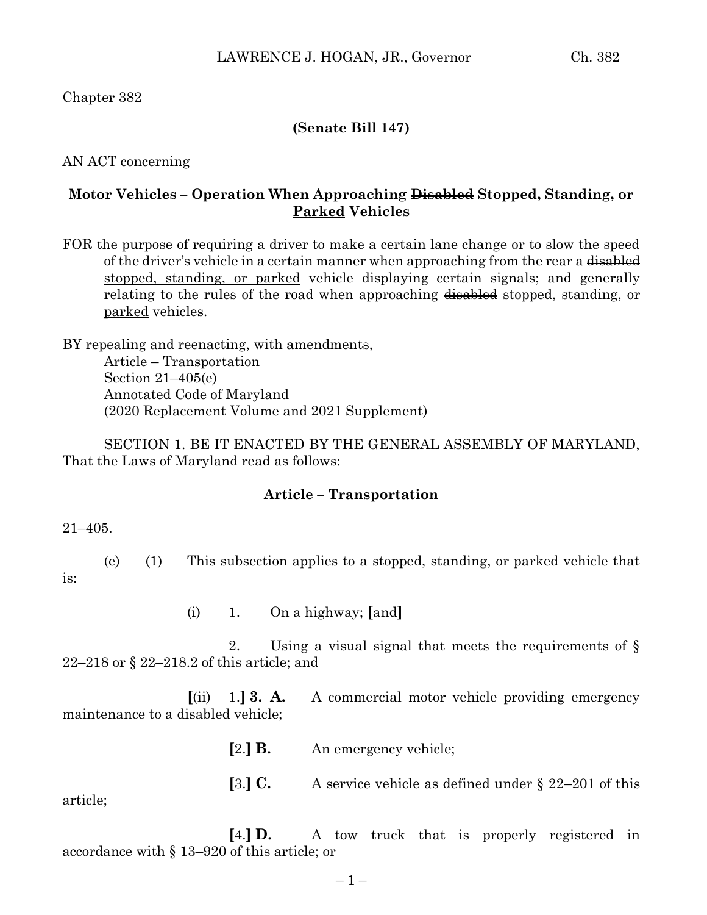Chapter 382

**(Senate Bill 147)**

AN ACT concerning

**Motor Vehicles – Operation When Approaching ~~Disabled~~ Stopped, Standing, or Parked Vehicles**

FOR the purpose of requiring a driver to make a certain lane change or to slow the speed of the driver's vehicle in a certain manner when approaching from the rear a ~~disabled~~ stopped, standing, or parked vehicle displaying certain signals; and generally relating to the rules of the road when approaching ~~disabled~~ stopped, standing, or parked vehicles.

BY repealing and reenacting, with amendments,
Article – Transportation
Section 21–405(e)
Annotated Code of Maryland
(2020 Replacement Volume and 2021 Supplement)

SECTION 1. BE IT ENACTED BY THE GENERAL ASSEMBLY OF MARYLAND, That the Laws of Maryland read as follows:

**Article – Transportation**

21–405.

(e) (1) This subsection applies to a stopped, standing, or parked vehicle that is:

(i) 1. On a highway; **[**and**]**

2. Using a visual signal that meets the requirements of § 22–218 or § 22–218.2 of this article; and

**[**(ii) 1.**] 3. A.** A commercial motor vehicle providing emergency maintenance to a disabled vehicle;

**[**2.**] B.** An emergency vehicle;

**[**3.**] C.** A service vehicle as defined under § 22–201 of this article;

**[**4.**] D.** A tow truck that is properly registered in accordance with § 13–920 of this article; or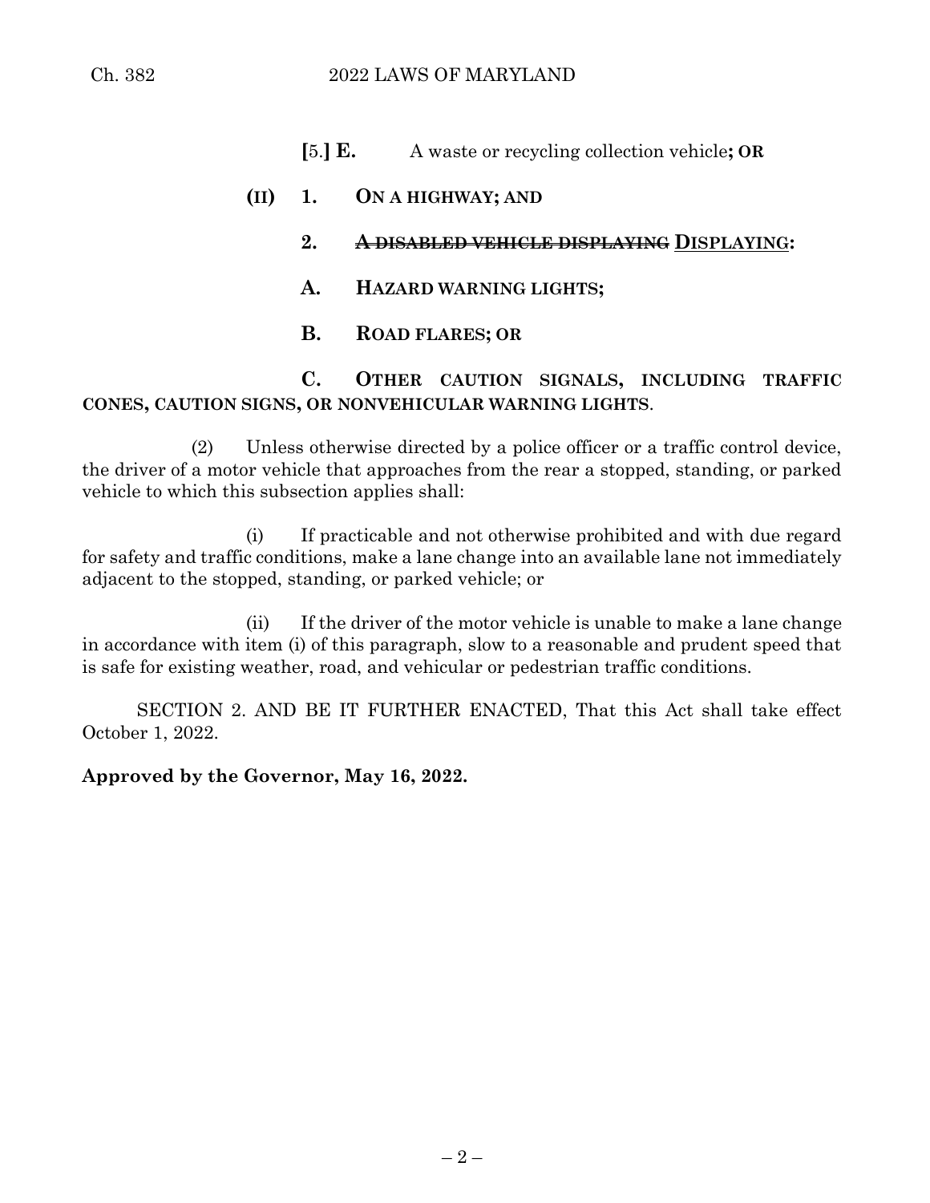**[**5.**] E.** A waste or recycling collection vehicle**; OR**

**(II) 1. ON A HIGHWAY; AND**

**2. ~~A DISABLED VEHICLE DISPLAYING~~ <u>DISPLAYING</u>:**

**A. HAZARD WARNING LIGHTS;**

**B. ROAD FLARES; OR**

**C. OTHER CAUTION SIGNALS, INCLUDING TRAFFIC CONES, CAUTION SIGNS, OR NONVEHICULAR WARNING LIGHTS**.

(2) Unless otherwise directed by a police officer or a traffic control device, the driver of a motor vehicle that approaches from the rear a stopped, standing, or parked vehicle to which this subsection applies shall:

(i) If practicable and not otherwise prohibited and with due regard for safety and traffic conditions, make a lane change into an available lane not immediately adjacent to the stopped, standing, or parked vehicle; or

(ii) If the driver of the motor vehicle is unable to make a lane change in accordance with item (i) of this paragraph, slow to a reasonable and prudent speed that is safe for existing weather, road, and vehicular or pedestrian traffic conditions.

SECTION 2. AND BE IT FURTHER ENACTED, That this Act shall take effect October 1, 2022.

**Approved by the Governor, May 16, 2022.**